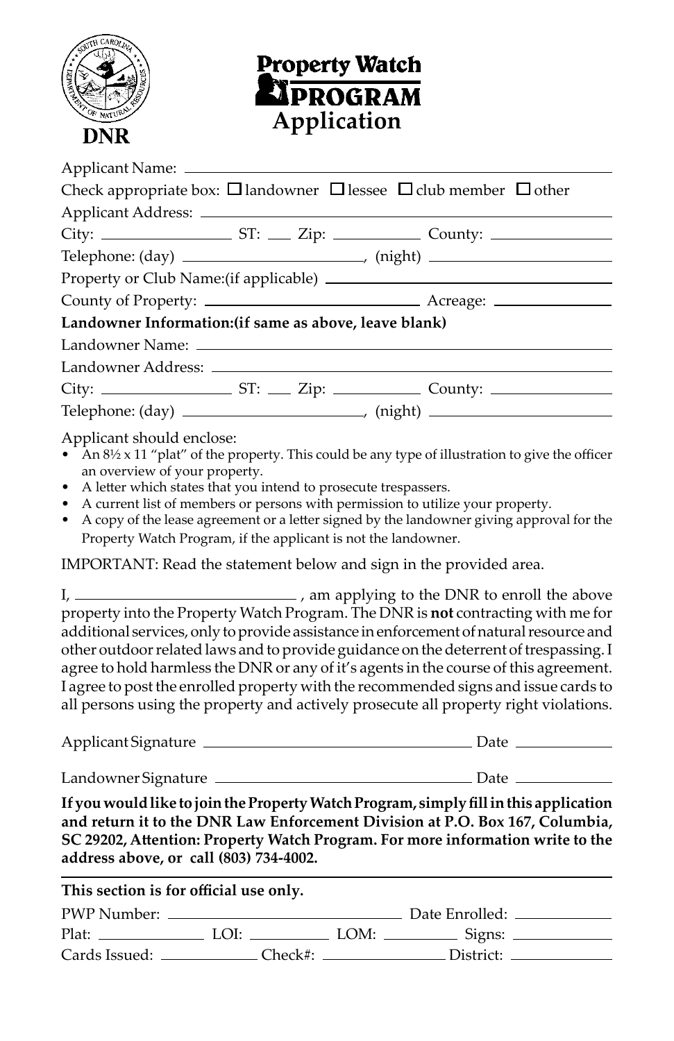DNR

# Property Watch PROGRAM Application

Applicant Name: ______________________________

Check appropriate box: ☐ landowner ☐ lessee ☐ club member ☐ other

Applicant Address: ______________________________

City: __________ ST: ___ Zip: __________ County: __________

Telephone: (day) ______________, (night) ______________

Property or Club Name:(if applicable) ______________________________

County of Property: ______________ Acreage: __________

**Landowner Information:(if same as above, leave blank)**

Landowner Name: ______________________________

Landowner Address: ______________________________

City: __________ ST: ___ Zip: __________ County: __________

Telephone: (day) ______________, (night) ______________

Applicant should enclose:

- An 8½ x 11 "plat" of the property. This could be any type of illustration to give the officer an overview of your property.
- A letter which states that you intend to prosecute trespassers.
- A current list of members or persons with permission to utilize your property.
- A copy of the lease agreement or a letter signed by the landowner giving approval for the Property Watch Program, if the applicant is not the landowner.

IMPORTANT: Read the statement below and sign in the provided area.

I, ______________________, am applying to the DNR to enroll the above property into the Property Watch Program. The DNR is **not** contracting with me for additional services, only to provide assistance in enforcement of natural resource and other outdoor related laws and to provide guidance on the deterrent of trespassing. I agree to hold harmless the DNR or any of it's agents in the course of this agreement. I agree to post the enrolled property with the recommended signs and issue cards to all persons using the property and actively prosecute all property right violations.

Applicant Signature ______________________ Date __________

Landowner Signature ______________________ Date __________

**If you would like to join the Property Watch Program, simply fill in this application and return it to the DNR Law Enforcement Division at P.O. Box 167, Columbia, SC 29202, Attention: Property Watch Program. For more information write to the address above, or call (803) 734-4002.**

**This section is for official use only.**

PWP Number: ______________ Date Enrolled: __________

Plat: __________ LOI: __________ LOM: __________ Signs: __________

Cards Issued: __________ Check#: __________ District: __________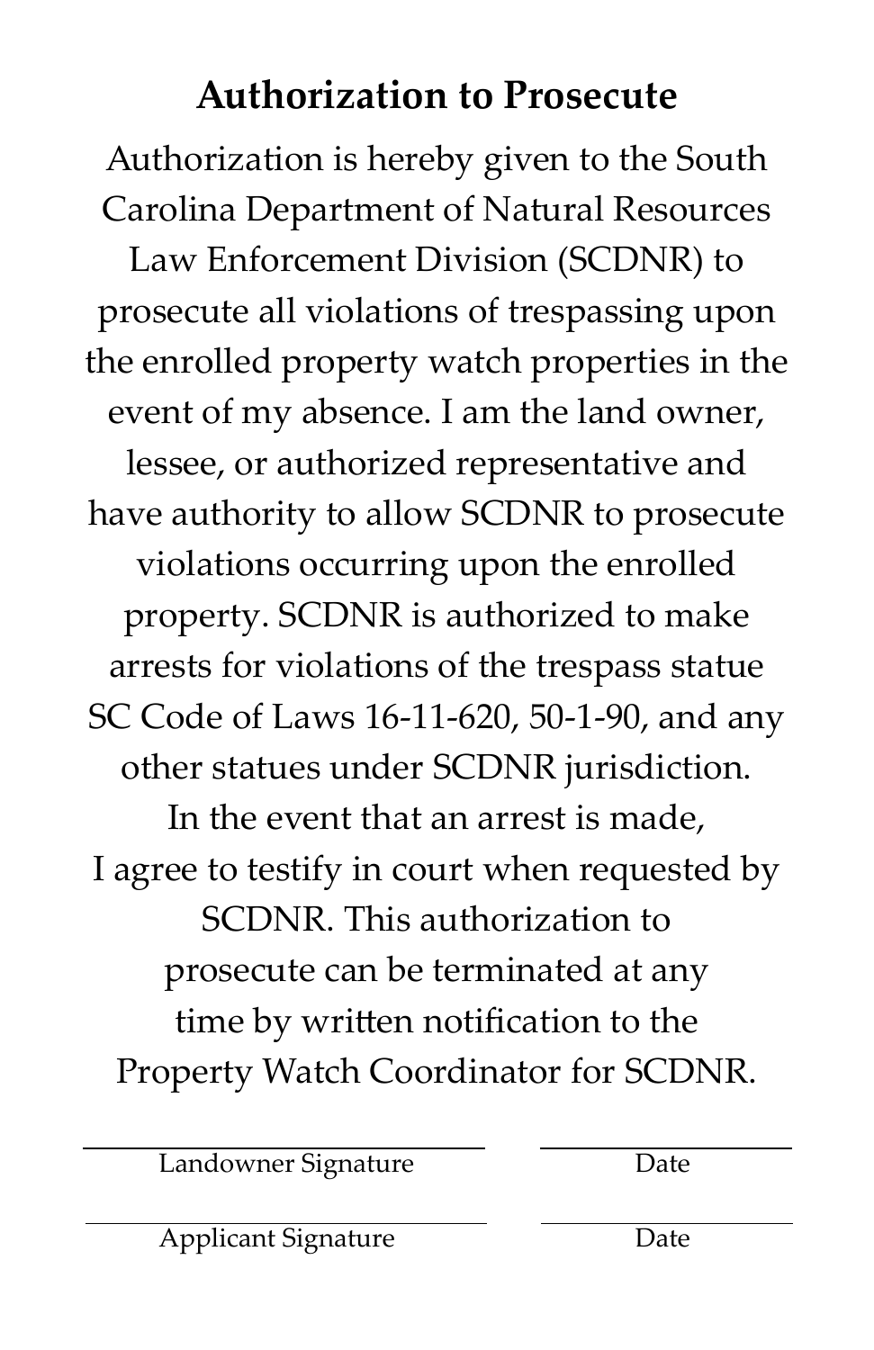# Authorization to Prosecute

Authorization is hereby given to the South Carolina Department of Natural Resources Law Enforcement Division (SCDNR) to prosecute all violations of trespassing upon the enrolled property watch properties in the event of my absence. I am the land owner, lessee, or authorized representative and have authority to allow SCDNR to prosecute violations occurring upon the enrolled property. SCDNR is authorized to make arrests for violations of the trespass statue SC Code of Laws 16-11-620, 50-1-90, and any other statues under SCDNR jurisdiction. In the event that an arrest is made, I agree to testify in court when requested by SCDNR. This authorization to prosecute can be terminated at any time by written notification to the Property Watch Coordinator for SCDNR.

\_\_\_\_\_\_\_\_\_\_\_\_\_\_\_\_\_\_\_\_\_\_\_\_\_\_\_\_\_\_ \_\_\_\_\_\_\_\_\_\_\_\_\_\_\_\_
Landowner Signature Date

\_\_\_\_\_\_\_\_\_\_\_\_\_\_\_\_\_\_\_\_\_\_\_\_\_\_\_\_\_\_ \_\_\_\_\_\_\_\_\_\_\_\_\_\_\_\_
Applicant Signature Date